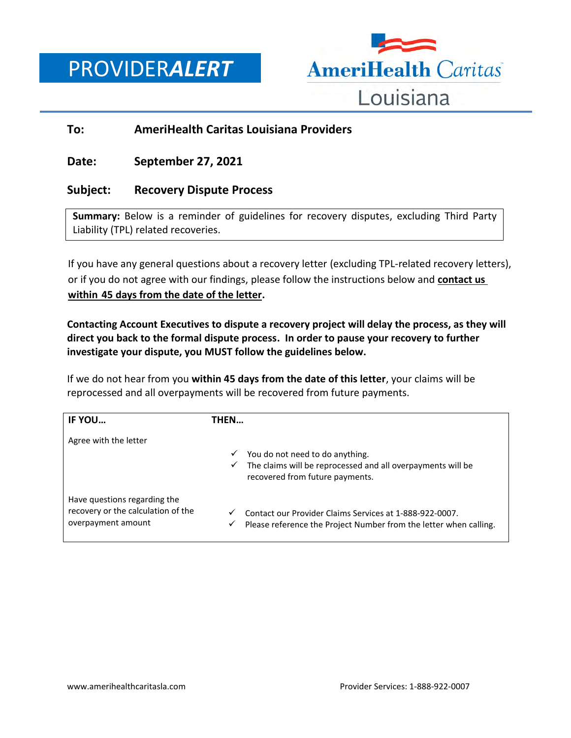# PROVIDER*ALERT*

**AmeriHealth Caritas Louisiana**

**To:** AmeriHealth Caritas Louisiana Providers

**Date:** September 27, 2021

**Subject:** Recovery Dispute Process

**Summary:** Below is a reminder of guidelines for recovery disputes, excluding Third Party Liability (TPL) related recoveries.

If you have any general questions about a recovery letter (excluding TPL-related recovery letters), or if you do not agree with our findings, please follow the instructions below and **contact us within 45 days from the date of the letter**.

**Contacting Account Executives to dispute a recovery project will delay the process, as they will direct you back to the formal dispute process. In order to pause your recovery to further investigate your dispute, you MUST follow the guidelines below.**

If we do not hear from you **within 45 days from the date of this letter**, your claims will be reprocessed and all overpayments will be recovered from future payments.

| IF YOU… | THEN… |
| --- | --- |
| Agree with the letter | ✓ You do not need to do anything.<br>✓ The claims will be reprocessed and all overpayments will be recovered from future payments. |
| Have questions regarding the recovery or the calculation of the overpayment amount | ✓ Contact our Provider Claims Services at 1-888-922-0007.<br>✓ Please reference the Project Number from the letter when calling. |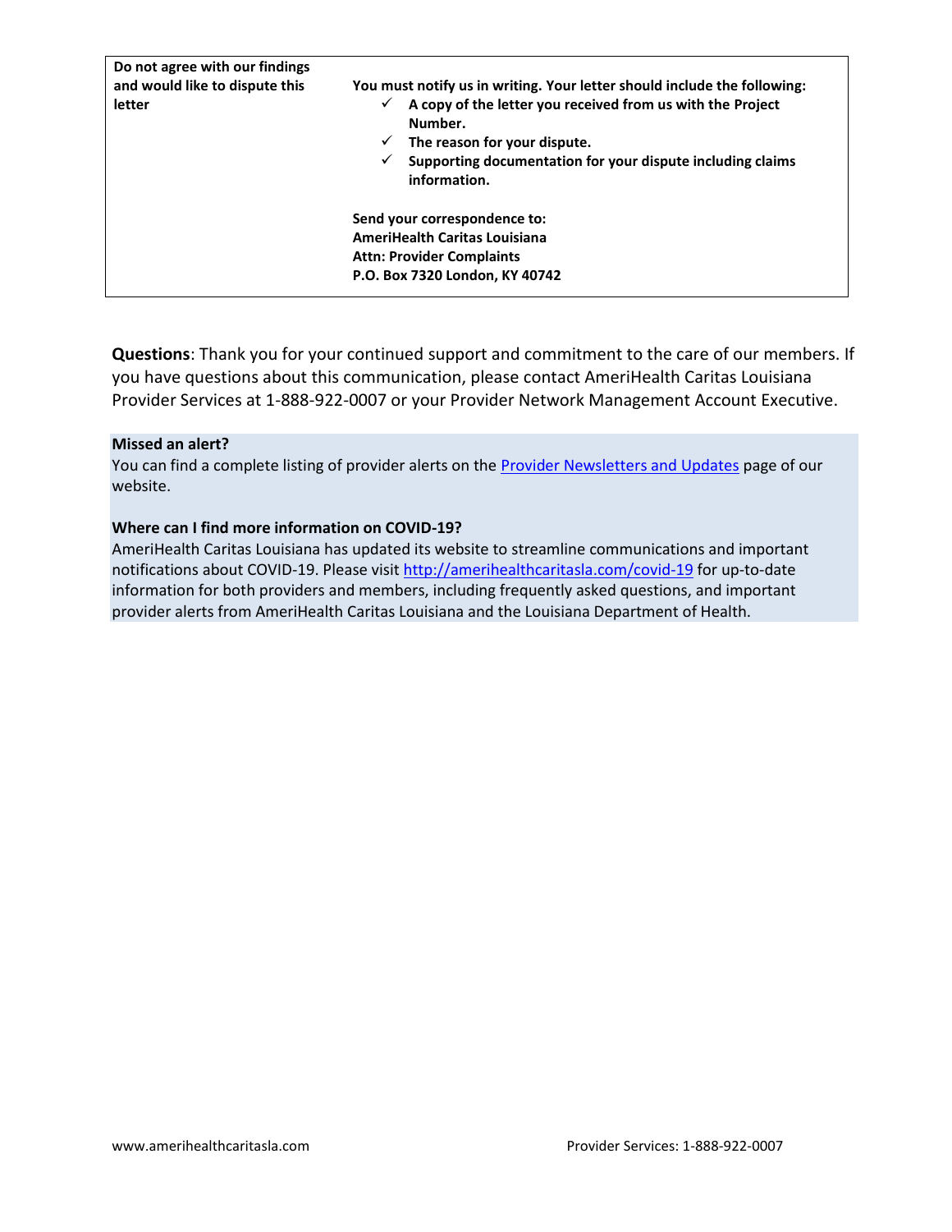| | |
|---|---|
| **Do not agree with our findings and would like to dispute this letter** | **You must notify us in writing. Your letter should include the following:**<br>✓ **A copy of the letter you received from us with the Project Number.**<br>✓ **The reason for your dispute.**<br>✓ **Supporting documentation for your dispute including claims information.**<br><br>**Send your correspondence to:**<br>**AmeriHealth Caritas Louisiana**<br>**Attn: Provider Complaints**<br>**P.O. Box 7320 London, KY 40742** |

**Questions**: Thank you for your continued support and commitment to the care of our members. If you have questions about this communication, please contact AmeriHealth Caritas Louisiana Provider Services at 1-888-922-0007 or your Provider Network Management Account Executive.

**Missed an alert?**

You can find a complete listing of provider alerts on the [Provider Newsletters and Updates] page of our website.

**Where can I find more information on COVID-19?**

AmeriHealth Caritas Louisiana has updated its website to streamline communications and important notifications about COVID-19. Please visit http://amerihealthcaritasla.com/covid-19 for up-to-date information for both providers and members, including frequently asked questions, and important provider alerts from AmeriHealth Caritas Louisiana and the Louisiana Department of Health.